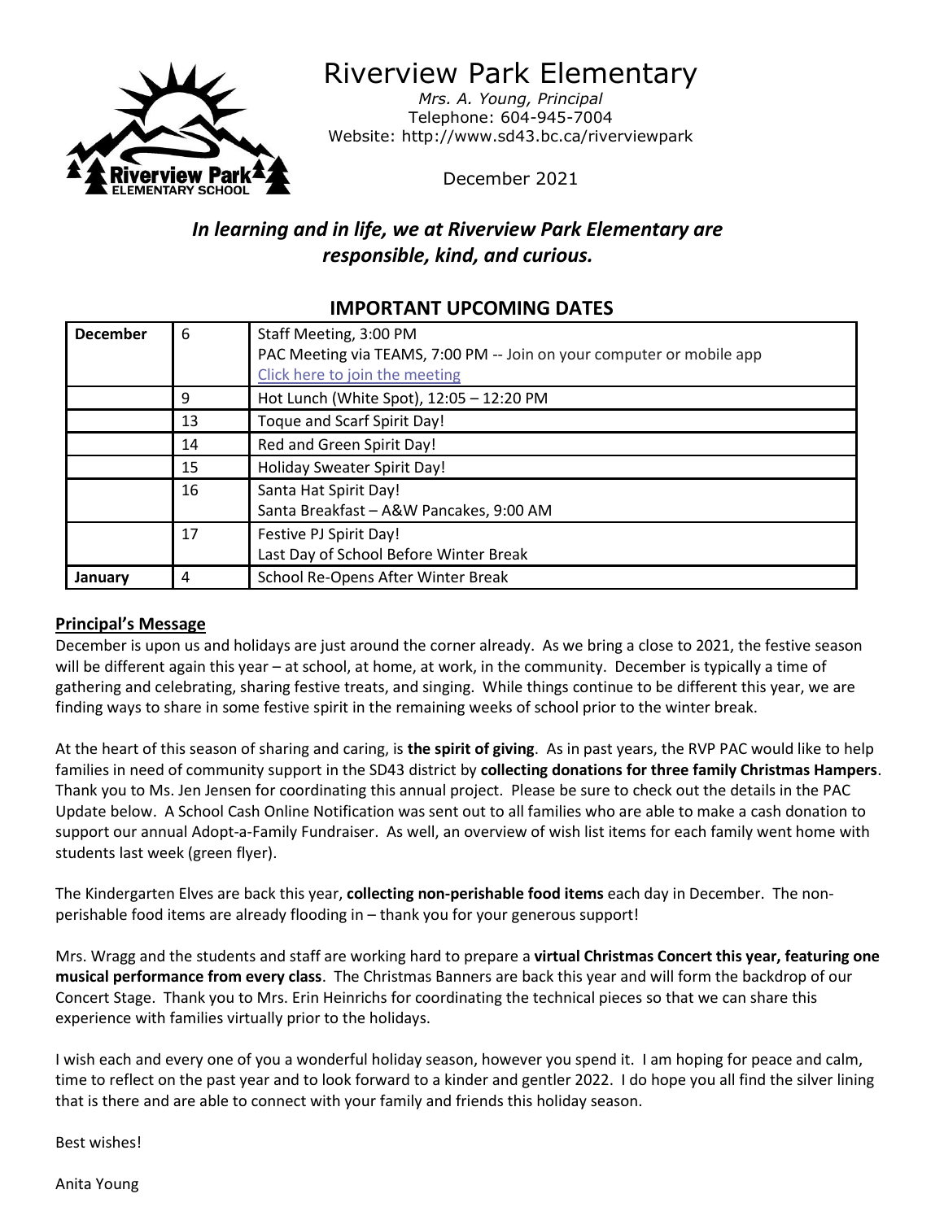# Riverview Park Elementary

*Mrs. A. Young, Principal*
Telephone: 604-945-7004
Website: http://www.sd43.bc.ca/riverviewpark

December 2021

***In learning and in life, we at Riverview Park Elementary are responsible, kind, and curious.***

## IMPORTANT UPCOMING DATES

| | | |
|---|---|---|
| **December** | 6 | Staff Meeting, 3:00 PM<br>PAC Meeting via TEAMS, 7:00 PM -- Join on your computer or mobile app<br>Click here to join the meeting |
| | 9 | Hot Lunch (White Spot), 12:05 – 12:20 PM |
| | 13 | Toque and Scarf Spirit Day! |
| | 14 | Red and Green Spirit Day! |
| | 15 | Holiday Sweater Spirit Day! |
| | 16 | Santa Hat Spirit Day!<br>Santa Breakfast – A&W Pancakes, 9:00 AM |
| | 17 | Festive PJ Spirit Day!<br>Last Day of School Before Winter Break |
| **January** | 4 | School Re-Opens After Winter Break |

## Principal's Message

December is upon us and holidays are just around the corner already. As we bring a close to 2021, the festive season will be different again this year – at school, at home, at work, in the community. December is typically a time of gathering and celebrating, sharing festive treats, and singing. While things continue to be different this year, we are finding ways to share in some festive spirit in the remaining weeks of school prior to the winter break.

At the heart of this season of sharing and caring, is **the spirit of giving**. As in past years, the RVP PAC would like to help families in need of community support in the SD43 district by **collecting donations for three family Christmas Hampers**. Thank you to Ms. Jen Jensen for coordinating this annual project. Please be sure to check out the details in the PAC Update below. A School Cash Online Notification was sent out to all families who are able to make a cash donation to support our annual Adopt-a-Family Fundraiser. As well, an overview of wish list items for each family went home with students last week (green flyer).

The Kindergarten Elves are back this year, **collecting non-perishable food items** each day in December. The non-perishable food items are already flooding in – thank you for your generous support!

Mrs. Wragg and the students and staff are working hard to prepare a **virtual Christmas Concert this year, featuring one musical performance from every class**. The Christmas Banners are back this year and will form the backdrop of our Concert Stage. Thank you to Mrs. Erin Heinrichs for coordinating the technical pieces so that we can share this experience with families virtually prior to the holidays.

I wish each and every one of you a wonderful holiday season, however you spend it. I am hoping for peace and calm, time to reflect on the past year and to look forward to a kinder and gentler 2022. I do hope you all find the silver lining that is there and are able to connect with your family and friends this holiday season.

Best wishes!

Anita Young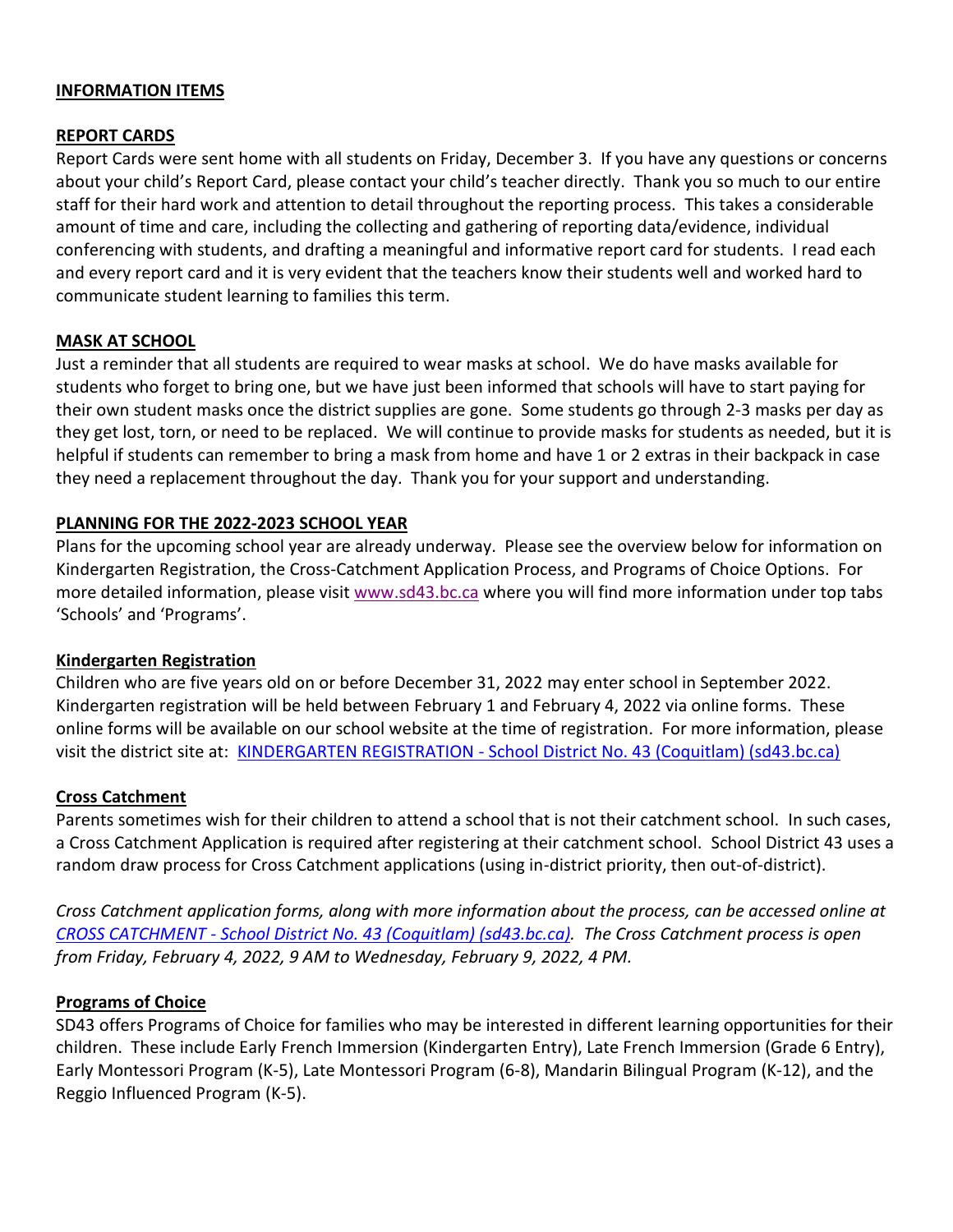## INFORMATION ITEMS

### REPORT CARDS

Report Cards were sent home with all students on Friday, December 3. If you have any questions or concerns about your child's Report Card, please contact your child's teacher directly. Thank you so much to our entire staff for their hard work and attention to detail throughout the reporting process. This takes a considerable amount of time and care, including the collecting and gathering of reporting data/evidence, individual conferencing with students, and drafting a meaningful and informative report card for students. I read each and every report card and it is very evident that the teachers know their students well and worked hard to communicate student learning to families this term.

### MASK AT SCHOOL

Just a reminder that all students are required to wear masks at school. We do have masks available for students who forget to bring one, but we have just been informed that schools will have to start paying for their own student masks once the district supplies are gone. Some students go through 2-3 masks per day as they get lost, torn, or need to be replaced. We will continue to provide masks for students as needed, but it is helpful if students can remember to bring a mask from home and have 1 or 2 extras in their backpack in case they need a replacement throughout the day. Thank you for your support and understanding.

### PLANNING FOR THE 2022-2023 SCHOOL YEAR

Plans for the upcoming school year are already underway. Please see the overview below for information on Kindergarten Registration, the Cross-Catchment Application Process, and Programs of Choice Options. For more detailed information, please visit www.sd43.bc.ca where you will find more information under top tabs 'Schools' and 'Programs'.

#### Kindergarten Registration

Children who are five years old on or before December 31, 2022 may enter school in September 2022. Kindergarten registration will be held between February 1 and February 4, 2022 via online forms. These online forms will be available on our school website at the time of registration. For more information, please visit the district site at: KINDERGARTEN REGISTRATION - School District No. 43 (Coquitlam) (sd43.bc.ca)

#### Cross Catchment

Parents sometimes wish for their children to attend a school that is not their catchment school. In such cases, a Cross Catchment Application is required after registering at their catchment school. School District 43 uses a random draw process for Cross Catchment applications (using in-district priority, then out-of-district).

*Cross Catchment application forms, along with more information about the process, can be accessed online at CROSS CATCHMENT - School District No. 43 (Coquitlam) (sd43.bc.ca). The Cross Catchment process is open from Friday, February 4, 2022, 9 AM to Wednesday, February 9, 2022, 4 PM.*

#### Programs of Choice

SD43 offers Programs of Choice for families who may be interested in different learning opportunities for their children. These include Early French Immersion (Kindergarten Entry), Late French Immersion (Grade 6 Entry), Early Montessori Program (K-5), Late Montessori Program (6-8), Mandarin Bilingual Program (K-12), and the Reggio Influenced Program (K-5).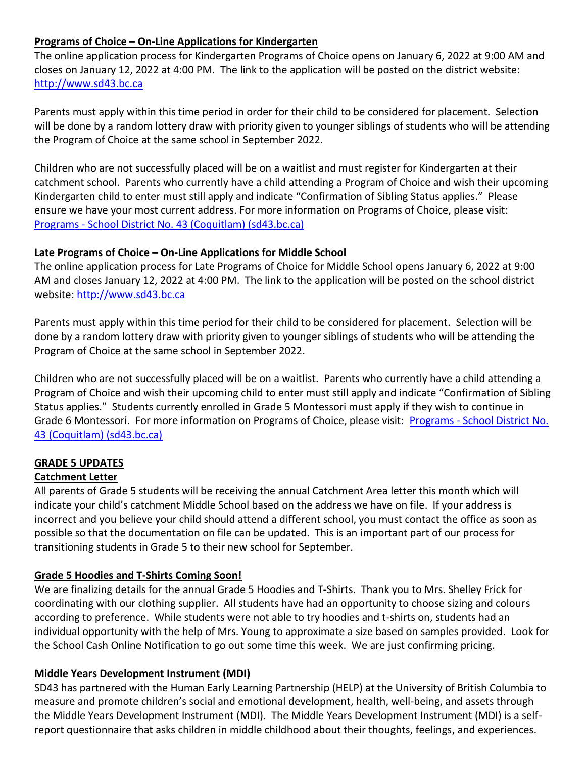**Programs of Choice – On-Line Applications for Kindergarten**

The online application process for Kindergarten Programs of Choice opens on January 6, 2022 at 9:00 AM and closes on January 12, 2022 at 4:00 PM. The link to the application will be posted on the district website: [http://www.sd43.bc.ca](http://www.sd43.bc.ca)

Parents must apply within this time period in order for their child to be considered for placement. Selection will be done by a random lottery draw with priority given to younger siblings of students who will be attending the Program of Choice at the same school in September 2022.

Children who are not successfully placed will be on a waitlist and must register for Kindergarten at their catchment school. Parents who currently have a child attending a Program of Choice and wish their upcoming Kindergarten child to enter must still apply and indicate "Confirmation of Sibling Status applies." Please ensure we have your most current address. For more information on Programs of Choice, please visit: [Programs - School District No. 43 (Coquitlam) (sd43.bc.ca)]()

**Late Programs of Choice – On-Line Applications for Middle School**

The online application process for Late Programs of Choice for Middle School opens January 6, 2022 at 9:00 AM and closes January 12, 2022 at 4:00 PM. The link to the application will be posted on the school district website: [http://www.sd43.bc.ca](http://www.sd43.bc.ca)

Parents must apply within this time period for their child to be considered for placement. Selection will be done by a random lottery draw with priority given to younger siblings of students who will be attending the Program of Choice at the same school in September 2022.

Children who are not successfully placed will be on a waitlist. Parents who currently have a child attending a Program of Choice and wish their upcoming child to enter must still apply and indicate "Confirmation of Sibling Status applies." Students currently enrolled in Grade 5 Montessori must apply if they wish to continue in Grade 6 Montessori. For more information on Programs of Choice, please visit: [Programs - School District No. 43 (Coquitlam) (sd43.bc.ca)]()

**GRADE 5 UPDATES**

**Catchment Letter**

All parents of Grade 5 students will be receiving the annual Catchment Area letter this month which will indicate your child's catchment Middle School based on the address we have on file. If your address is incorrect and you believe your child should attend a different school, you must contact the office as soon as possible so that the documentation on file can be updated. This is an important part of our process for transitioning students in Grade 5 to their new school for September.

**Grade 5 Hoodies and T-Shirts Coming Soon!**

We are finalizing details for the annual Grade 5 Hoodies and T-Shirts. Thank you to Mrs. Shelley Frick for coordinating with our clothing supplier. All students have had an opportunity to choose sizing and colours according to preference. While students were not able to try hoodies and t-shirts on, students had an individual opportunity with the help of Mrs. Young to approximate a size based on samples provided. Look for the School Cash Online Notification to go out some time this week. We are just confirming pricing.

**Middle Years Development Instrument (MDI)**

SD43 has partnered with the Human Early Learning Partnership (HELP) at the University of British Columbia to measure and promote children's social and emotional development, health, well-being, and assets through the Middle Years Development Instrument (MDI). The Middle Years Development Instrument (MDI) is a self-report questionnaire that asks children in middle childhood about their thoughts, feelings, and experiences.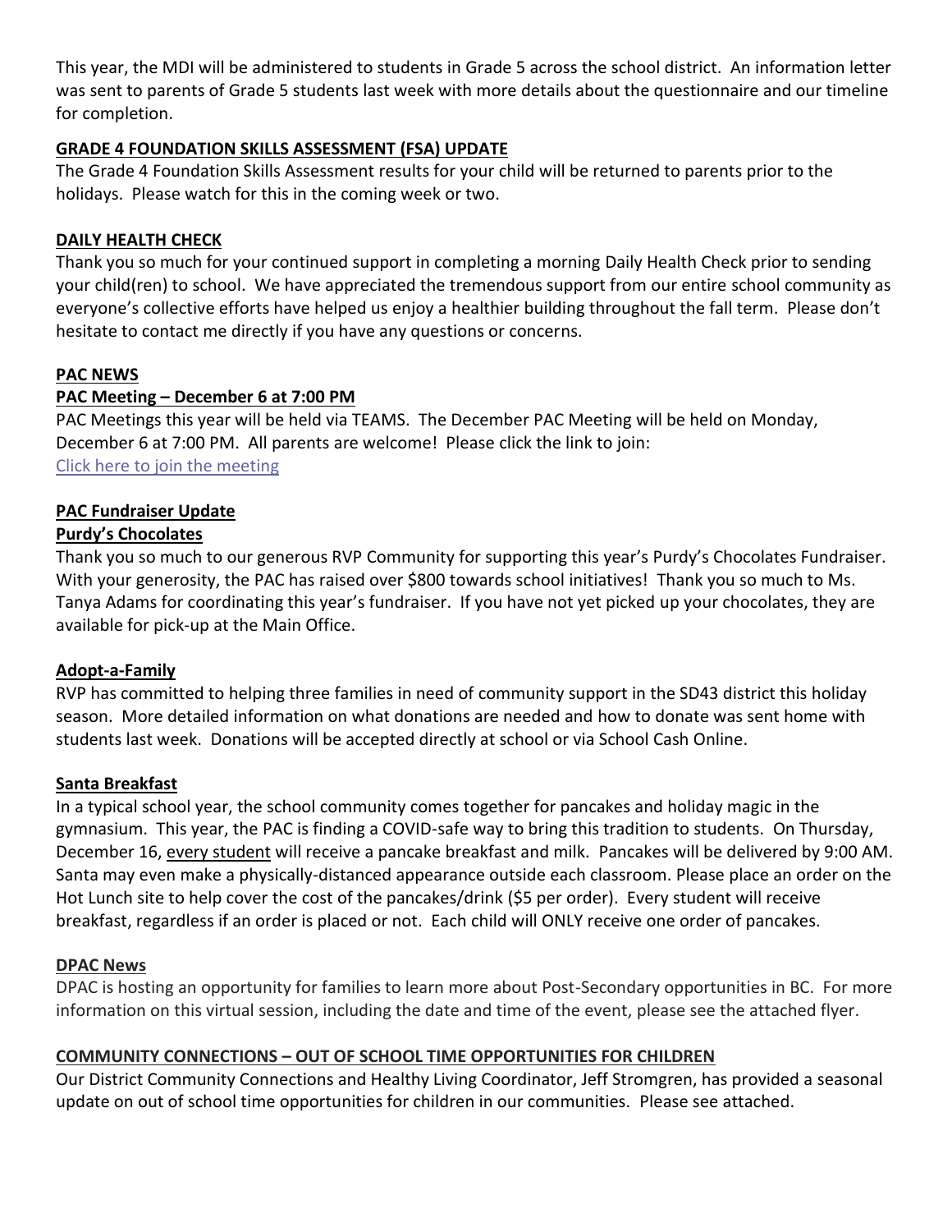This year, the MDI will be administered to students in Grade 5 across the school district. An information letter was sent to parents of Grade 5 students last week with more details about the questionnaire and our timeline for completion.

## GRADE 4 FOUNDATION SKILLS ASSESSMENT (FSA) UPDATE

The Grade 4 Foundation Skills Assessment results for your child will be returned to parents prior to the holidays. Please watch for this in the coming week or two.

## DAILY HEALTH CHECK

Thank you so much for your continued support in completing a morning Daily Health Check prior to sending your child(ren) to school. We have appreciated the tremendous support from our entire school community as everyone's collective efforts have helped us enjoy a healthier building throughout the fall term. Please don't hesitate to contact me directly if you have any questions or concerns.

## PAC NEWS

### PAC Meeting – December 6 at 7:00 PM

PAC Meetings this year will be held via TEAMS. The December PAC Meeting will be held on Monday, December 6 at 7:00 PM. All parents are welcome! Please click the link to join:
Click here to join the meeting

### PAC Fundraiser Update

#### Purdy's Chocolates

Thank you so much to our generous RVP Community for supporting this year's Purdy's Chocolates Fundraiser. With your generosity, the PAC has raised over $800 towards school initiatives! Thank you so much to Ms. Tanya Adams for coordinating this year's fundraiser. If you have not yet picked up your chocolates, they are available for pick-up at the Main Office.

### Adopt-a-Family

RVP has committed to helping three families in need of community support in the SD43 district this holiday season. More detailed information on what donations are needed and how to donate was sent home with students last week. Donations will be accepted directly at school or via School Cash Online.

### Santa Breakfast

In a typical school year, the school community comes together for pancakes and holiday magic in the gymnasium. This year, the PAC is finding a COVID-safe way to bring this tradition to students. On Thursday, December 16, every student will receive a pancake breakfast and milk. Pancakes will be delivered by 9:00 AM. Santa may even make a physically-distanced appearance outside each classroom. Please place an order on the Hot Lunch site to help cover the cost of the pancakes/drink ($5 per order). Every student will receive breakfast, regardless if an order is placed or not. Each child will ONLY receive one order of pancakes.

### DPAC News

DPAC is hosting an opportunity for families to learn more about Post-Secondary opportunities in BC. For more information on this virtual session, including the date and time of the event, please see the attached flyer.

## COMMUNITY CONNECTIONS – OUT OF SCHOOL TIME OPPORTUNITIES FOR CHILDREN

Our District Community Connections and Healthy Living Coordinator, Jeff Stromgren, has provided a seasonal update on out of school time opportunities for children in our communities. Please see attached.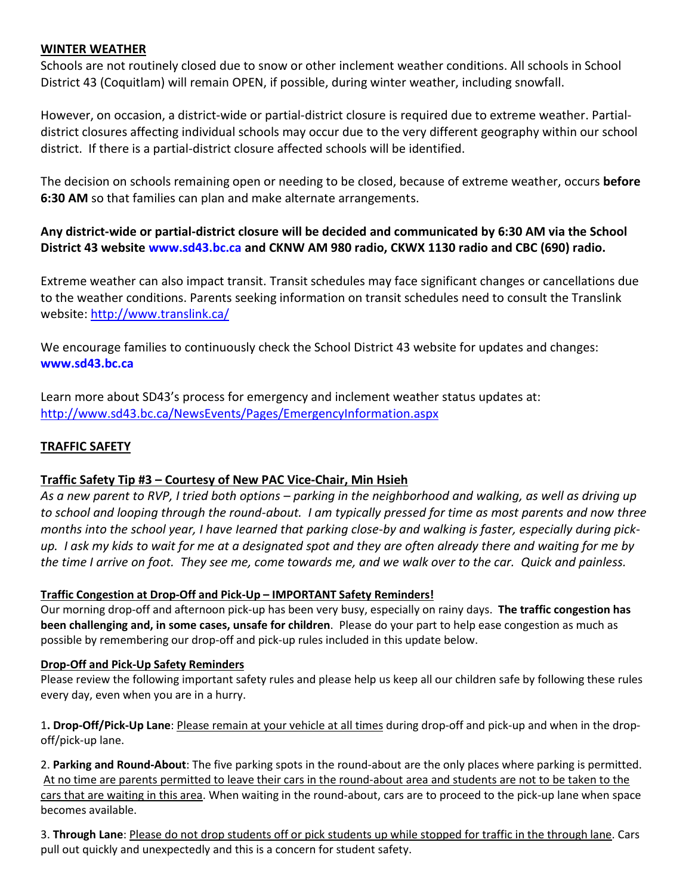## WINTER WEATHER

Schools are not routinely closed due to snow or other inclement weather conditions. All schools in School District 43 (Coquitlam) will remain OPEN, if possible, during winter weather, including snowfall.

However, on occasion, a district-wide or partial-district closure is required due to extreme weather. Partial-district closures affecting individual schools may occur due to the very different geography within our school district. If there is a partial-district closure affected schools will be identified.

The decision on schools remaining open or needing to be closed, because of extreme weather, occurs **before 6:30 AM** so that families can plan and make alternate arrangements.

**Any district-wide or partial-district closure will be decided and communicated by 6:30 AM via the School District 43 website www.sd43.bc.ca and CKNW AM 980 radio, CKWX 1130 radio and CBC (690) radio.**

Extreme weather can also impact transit. Transit schedules may face significant changes or cancellations due to the weather conditions. Parents seeking information on transit schedules need to consult the Translink website: http://www.translink.ca/

We encourage families to continuously check the School District 43 website for updates and changes: **www.sd43.bc.ca**

Learn more about SD43's process for emergency and inclement weather status updates at: http://www.sd43.bc.ca/NewsEvents/Pages/EmergencyInformation.aspx

## TRAFFIC SAFETY

### Traffic Safety Tip #3 – Courtesy of New PAC Vice-Chair, Min Hsieh

*As a new parent to RVP, I tried both options – parking in the neighborhood and walking, as well as driving up to school and looping through the round-about. I am typically pressed for time as most parents and now three months into the school year, I have learned that parking close-by and walking is faster, especially during pick-up. I ask my kids to wait for me at a designated spot and they are often already there and waiting for me by the time I arrive on foot. They see me, come towards me, and we walk over to the car. Quick and painless.*

### Traffic Congestion at Drop-Off and Pick-Up – IMPORTANT Safety Reminders!

Our morning drop-off and afternoon pick-up has been very busy, especially on rainy days. **The traffic congestion has been challenging and, in some cases, unsafe for children**. Please do your part to help ease congestion as much as possible by remembering our drop-off and pick-up rules included in this update below.

### Drop-Off and Pick-Up Safety Reminders

Please review the following important safety rules and please help us keep all our children safe by following these rules every day, even when you are in a hurry.

1. **Drop-Off/Pick-Up Lane**: Please remain at your vehicle at all times during drop-off and pick-up and when in the drop-off/pick-up lane.

2. **Parking and Round-About**: The five parking spots in the round-about are the only places where parking is permitted. At no time are parents permitted to leave their cars in the round-about area and students are not to be taken to the cars that are waiting in this area. When waiting in the round-about, cars are to proceed to the pick-up lane when space becomes available.

3. **Through Lane**: Please do not drop students off or pick students up while stopped for traffic in the through lane. Cars pull out quickly and unexpectedly and this is a concern for student safety.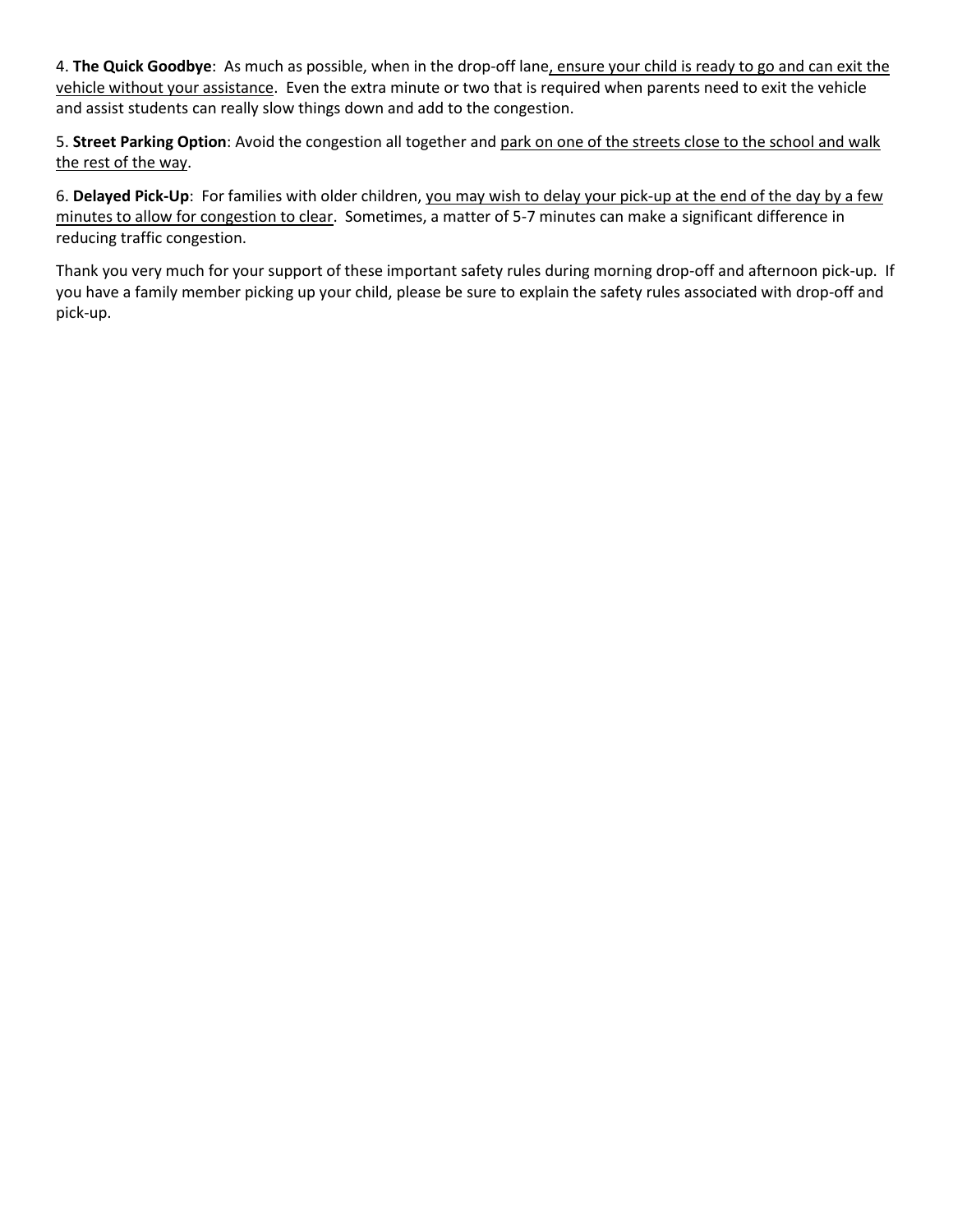4. **The Quick Goodbye**: As much as possible, when in the drop-off lane, ensure your child is ready to go and can exit the vehicle without your assistance. Even the extra minute or two that is required when parents need to exit the vehicle and assist students can really slow things down and add to the congestion.

5. **Street Parking Option**: Avoid the congestion all together and park on one of the streets close to the school and walk the rest of the way.

6. **Delayed Pick-Up**: For families with older children, you may wish to delay your pick-up at the end of the day by a few minutes to allow for congestion to clear. Sometimes, a matter of 5-7 minutes can make a significant difference in reducing traffic congestion.

Thank you very much for your support of these important safety rules during morning drop-off and afternoon pick-up. If you have a family member picking up your child, please be sure to explain the safety rules associated with drop-off and pick-up.